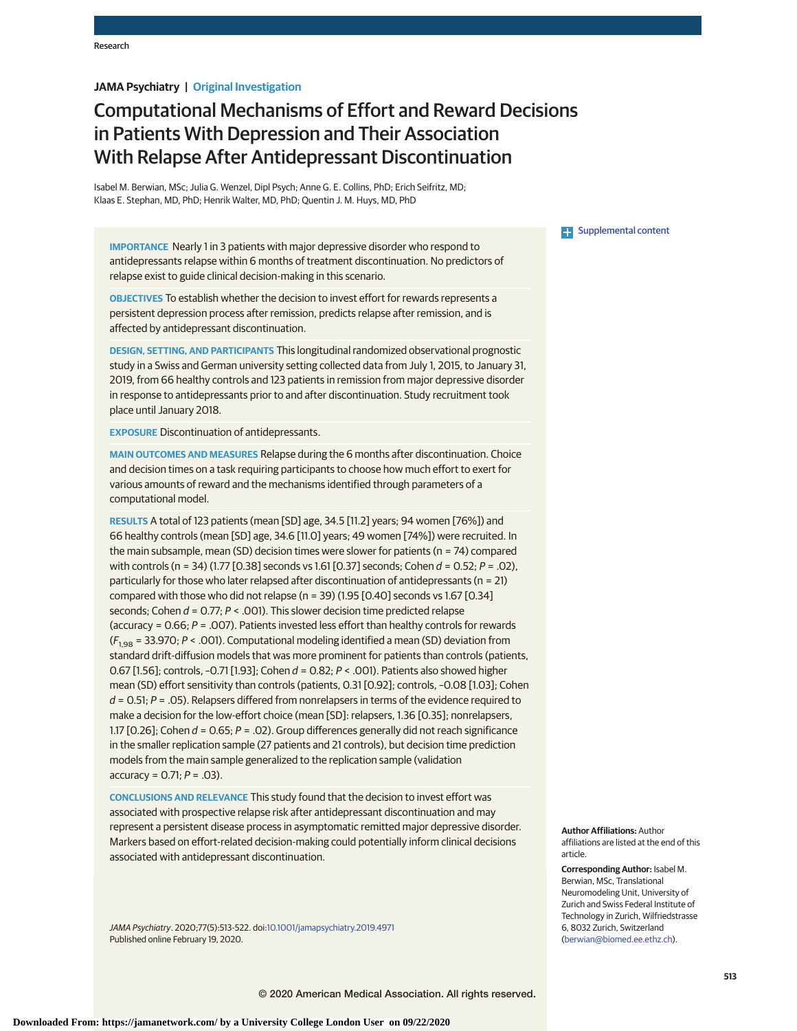# Computational Mechanisms of Effort and Reward Decisions in Patients With Depression and Their Association With Relapse After Antidepressant Discontinuation

Isabel M. Berwian, MSc; Julia G. Wenzel, Dipl Psych; Anne G. E. Collins, PhD; Erich Seifritz, MD; Klaas E. Stephan, MD, PhD; Henrik Walter, MD, PhD; Quentin J. M. Huys, MD, PhD

**IMPORTANCE** Nearly 1 in 3 patients with major depressive disorder who respond to antidepressants relapse within 6 months of treatment discontinuation. No predictors of relapse exist to guide clinical decision-making in this scenario.

**OBJECTIVES** To establish whether the decision to invest effort for rewards represents a persistent depression process after remission, predicts relapse after remission, and is affected by antidepressant discontinuation.

**DESIGN, SETTING, AND PARTICIPANTS** This longitudinal randomized observational prognostic study in a Swiss and German university setting collected data from July 1, 2015, to January 31, 2019, from 66 healthy controls and 123 patients in remission from major depressive disorder in response to antidepressants prior to and after discontinuation. Study recruitment took place until January 2018.

**EXPOSURE** Discontinuation of antidepressants.

**MAIN OUTCOMES AND MEASURES** Relapse during the 6 months after discontinuation. Choice and decision times on a task requiring participants to choose how much effort to exert for various amounts of reward and the mechanisms identified through parameters of a computational model.

**RESULTS** A total of 123 patients (mean [SD] age, 34.5 [11.2] years; 94 women [76%]) and 66 healthy controls (mean [SD] age, 34.6 [11.0] years; 49 women [74%]) were recruited. In the main subsample, mean (SD) decision times were slower for patients (n = 74) compared with controls (n = 34) (1.77 [0.38] seconds vs 1.61 [0.37] seconds; Cohen *d* = 0.52; *P* = .02), particularly for those who later relapsed after discontinuation of antidepressants (n = 21) compared with those who did not relapse (n = 39) (1.95 [0.40] seconds vs 1.67 [0.34] seconds; Cohen *d* = 0.77; *P* < .001). This slower decision time predicted relapse (accuracy = 0.66; *P* = .007). Patients invested less effort than healthy controls for rewards ($F_{1,98}$ = 33.970; *P* < .001). Computational modeling identified a mean (SD) deviation from standard drift-diffusion models that was more prominent for patients than controls (patients, 0.67 [1.56]; controls, −0.71 [1.93]; Cohen *d* = 0.82; *P* < .001). Patients also showed higher mean (SD) effort sensitivity than controls (patients, 0.31 [0.92]; controls, −0.08 [1.03]; Cohen *d* = 0.51; *P* = .05). Relapsers differed from nonrelapsers in terms of the evidence required to make a decision for the low-effort choice (mean [SD]: relapsers, 1.36 [0.35]; nonrelapsers, 1.17 [0.26]; Cohen *d* = 0.65; *P* = .02). Group differences generally did not reach significance in the smaller replication sample (27 patients and 21 controls), but decision time prediction models from the main sample generalized to the replication sample (validation accuracy = 0.71; *P* = .03).

**CONCLUSIONS AND RELEVANCE** This study found that the decision to invest effort was associated with prospective relapse risk after antidepressant discontinuation and may represent a persistent disease process in asymptomatic remitted major depressive disorder. Markers based on effort-related decision-making could potentially inform clinical decisions associated with antidepressant discontinuation.

*JAMA Psychiatry*. 2020;77(5):513-522. doi:10.1001/jamapsychiatry.2019.4971
Published online February 19, 2020.

Supplemental content

**Author Affiliations:** Author affiliations are listed at the end of this article.

**Corresponding Author:** Isabel M. Berwian, MSc, Translational Neuromodeling Unit, University of Zurich and Swiss Federal Institute of Technology in Zurich, Wilfriedstrasse 6, 8032 Zurich, Switzerland (berwian@biomed.ee.ethz.ch).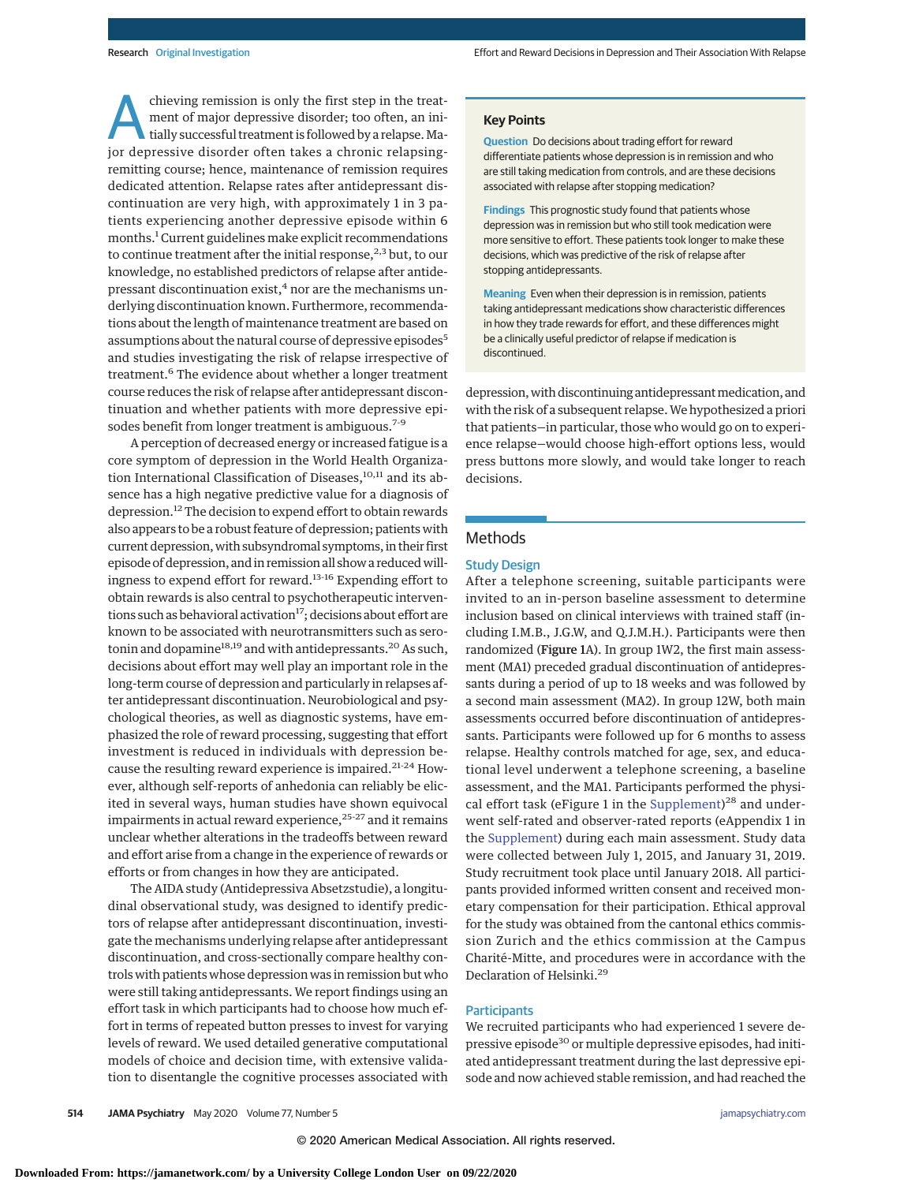Achieving remission is only the first step in the treatment of major depressive disorder; too often, an initially successful treatment is followed by a relapse. Major depressive disorder often takes a chronic relapsing-remitting course; hence, maintenance of remission requires dedicated attention. Relapse rates after antidepressant discontinuation are very high, with approximately 1 in 3 patients experiencing another depressive episode within 6 months.[1] Current guidelines make explicit recommendations to continue treatment after the initial response,[2,3] but, to our knowledge, no established predictors of relapse after antidepressant discontinuation exist,[4] nor are the mechanisms underlying discontinuation known. Furthermore, recommendations about the length of maintenance treatment are based on assumptions about the natural course of depressive episodes[5] and studies investigating the risk of relapse irrespective of treatment.[6] The evidence about whether a longer treatment course reduces the risk of relapse after antidepressant discontinuation and whether patients with more depressive episodes benefit from longer treatment is ambiguous.[7-9]

A perception of decreased energy or increased fatigue is a core symptom of depression in the World Health Organization International Classification of Diseases,[10,11] and its absence has a high negative predictive value for a diagnosis of depression.[12] The decision to expend effort to obtain rewards also appears to be a robust feature of depression; patients with current depression, with subsyndromal symptoms, in their first episode of depression, and in remission all show a reduced willingness to expend effort for reward.[13-16] Expending effort to obtain rewards is also central to psychotherapeutic interventions such as behavioral activation[17]; decisions about effort are known to be associated with neurotransmitters such as serotonin and dopamine[18,19] and with antidepressants.[20] As such, decisions about effort may well play an important role in the long-term course of depression and particularly in relapses after antidepressant discontinuation. Neurobiological and psychological theories, as well as diagnostic systems, have emphasized the role of reward processing, suggesting that effort investment is reduced in individuals with depression because the resulting reward experience is impaired.[21-24] However, although self-reports of anhedonia can reliably be elicited in several ways, human studies have shown equivocal impairments in actual reward experience,[25-27] and it remains unclear whether alterations in the tradeoffs between reward and effort arise from a change in the experience of rewards or efforts or from changes in how they are anticipated.

The AIDA study (Antidepressiva Absetzstudie), a longitudinal observational study, was designed to identify predictors of relapse after antidepressant discontinuation, investigate the mechanisms underlying relapse after antidepressant discontinuation, and cross-sectionally compare healthy controls with patients whose depression was in remission but who were still taking antidepressants. We report findings using an effort task in which participants had to choose how much effort in terms of repeated button presses to invest for varying levels of reward. We used detailed generative computational models of choice and decision time, with extensive validation to disentangle the cognitive processes associated with depression, with discontinuing antidepressant medication, and with the risk of a subsequent relapse. We hypothesized a priori that patients—in particular, those who would go on to experience relapse—would choose high-effort options less, would press buttons more slowly, and would take longer to reach decisions.

> **Key Points**
>
> **Question** Do decisions about trading effort for reward differentiate patients whose depression is in remission and who are still taking medication from controls, and are these decisions associated with relapse after stopping medication?
>
> **Findings** This prognostic study found that patients whose depression was in remission but who still took medication were more sensitive to effort. These patients took longer to make these decisions, which was predictive of the risk of relapse after stopping antidepressants.
>
> **Meaning** Even when their depression is in remission, patients taking antidepressant medications show characteristic differences in how they trade rewards for effort, and these differences might be a clinically useful predictor of relapse if medication is discontinued.

## Methods

### Study Design

After a telephone screening, suitable participants were invited to an in-person baseline assessment to determine inclusion based on clinical interviews with trained staff (including I.M.B., J.G.W, and Q.J.M.H.). Participants were then randomized (**Figure 1**A). In group 1W2, the first main assessment (MA1) preceded gradual discontinuation of antidepressants during a period of up to 18 weeks and was followed by a second main assessment (MA2). In group 12W, both main assessments occurred before discontinuation of antidepressants. Participants were followed up for 6 months to assess relapse. Healthy controls matched for age, sex, and educational level underwent a telephone screening, a baseline assessment, and the MA1. Participants performed the physical effort task (eFigure 1 in the Supplement)[28] and underwent self-rated and observer-rated reports (eAppendix 1 in the Supplement) during each main assessment. Study data were collected between July 1, 2015, and January 31, 2019. Study recruitment took place until January 2018. All participants provided informed written consent and received monetary compensation for their participation. Ethical approval for the study was obtained from the cantonal ethics commission Zurich and the ethics commission at the Campus Charité-Mitte, and procedures were in accordance with the Declaration of Helsinki.[29]

### Participants

We recruited participants who had experienced 1 severe depressive episode[30] or multiple depressive episodes, had initiated antidepressant treatment during the last depressive episode and now achieved stable remission, and had reached the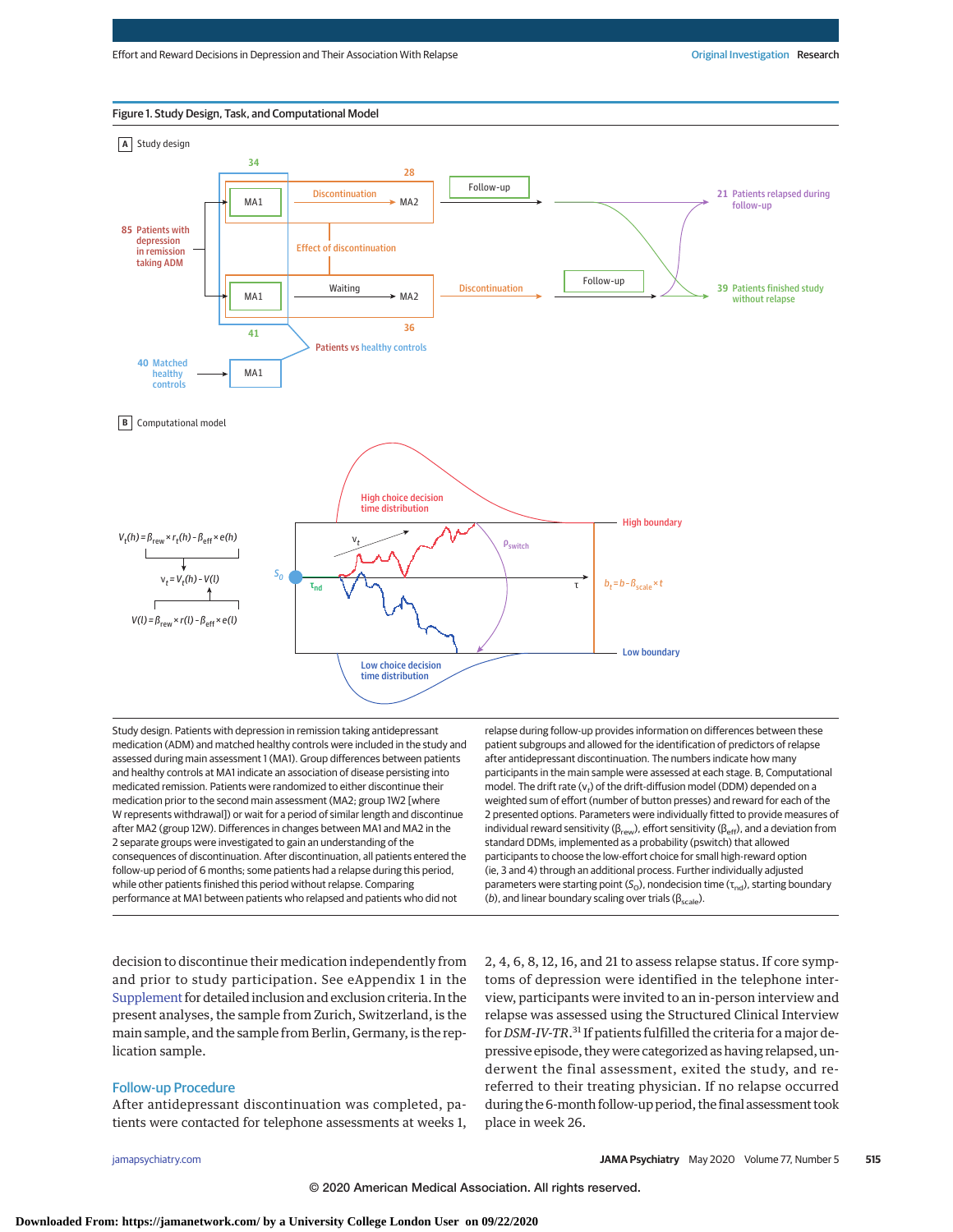Figure 1. Study Design, Task, and Computational Model

Study design. Patients with depression in remission taking antidepressant medication (ADM) and matched healthy controls were included in the study and assessed during main assessment 1 (MA1). Group differences between patients and healthy controls at MA1 indicate an association of disease persisting into medicated remission. Patients were randomized to either discontinue their medication prior to the second main assessment (MA2; group 1W2 [where W represents withdrawal]) or wait for a period of similar length and discontinue after MA2 (group 12W). Differences in changes between MA1 and MA2 in the 2 separate groups were investigated to gain an understanding of the consequences of discontinuation. After discontinuation, all patients entered the follow-up period of 6 months; some patients had a relapse during this period, while other patients finished this period without relapse. Comparing performance at MA1 between patients who relapsed and patients who did not relapse during follow-up provides information on differences between these patient subgroups and allowed for the identification of predictors of relapse after antidepressant discontinuation. The numbers indicate how many participants in the main sample were assessed at each stage. B, Computational model. The drift rate ($v_t$) of the drift-diffusion model (DDM) depended on a weighted sum of effort (number of button presses) and reward for each of the 2 presented options. Parameters were individually fitted to provide measures of individual reward sensitivity ($\beta_{rew}$), effort sensitivity ($\beta_{eff}$), and a deviation from standard DDMs, implemented as a probability (pswitch) that allowed participants to choose the low-effort choice for small high-reward option (ie, 3 and 4) through an additional process. Further individually adjusted parameters were starting point ($S_0$), nondecision time ($\tau_{nd}$), starting boundary (*b*), and linear boundary scaling over trials ($\beta_{scale}$).

decision to discontinue their medication independently from and prior to study participation. See eAppendix 1 in the Supplement for detailed inclusion and exclusion criteria. In the present analyses, the sample from Zurich, Switzerland, is the main sample, and the sample from Berlin, Germany, is the replication sample.

## Follow-up Procedure

After antidepressant discontinuation was completed, patients were contacted for telephone assessments at weeks 1, 2, 4, 6, 8, 12, 16, and 21 to assess relapse status. If core symptoms of depression were identified in the telephone interview, participants were invited to an in-person interview and relapse was assessed using the Structured Clinical Interview for *DSM-IV-TR*.[31] If patients fulfilled the criteria for a major depressive episode, they were categorized as having relapsed, underwent the final assessment, exited the study, and re-referred to their treating physician. If no relapse occurred during the 6-month follow-up period, the final assessment took place in week 26.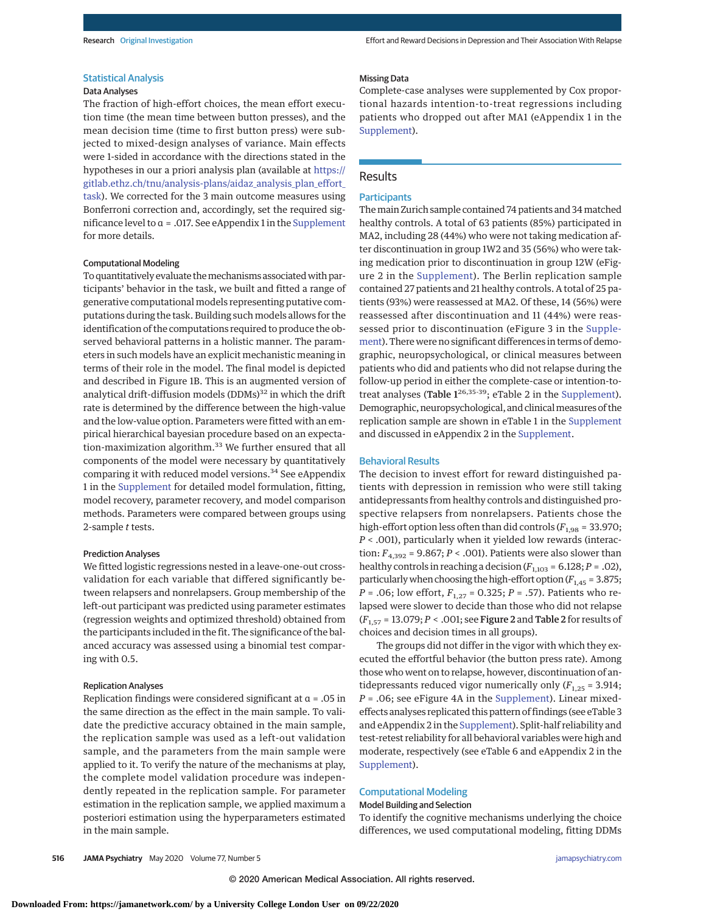## Statistical Analysis

### Data Analyses

The fraction of high-effort choices, the mean effort execution time (the mean time between button presses), and the mean decision time (time to first button press) were subjected to mixed-design analyses of variance. Main effects were 1-sided in accordance with the directions stated in the hypotheses in our a priori analysis plan (available at https://gitlab.ethz.ch/tnu/analysis-plans/aidaz_analysis_plan_effort_task). We corrected for the 3 main outcome measures using Bonferroni correction and, accordingly, set the required significance level to α = .017. See eAppendix 1 in the Supplement for more details.

### Computational Modeling

To quantitatively evaluate the mechanisms associated with participants' behavior in the task, we built and fitted a range of generative computational models representing putative computations during the task. Building such models allows for the identification of the computations required to produce the observed behavioral patterns in a holistic manner. The parameters in such models have an explicit mechanistic meaning in terms of their role in the model. The final model is depicted and described in Figure 1B. This is an augmented version of analytical drift-diffusion models (DDMs)[32] in which the drift rate is determined by the difference between the high-value and the low-value option. Parameters were fitted with an empirical hierarchical bayesian procedure based on an expectation-maximization algorithm.[33] We further ensured that all components of the model were necessary by quantitatively comparing it with reduced model versions.[34] See eAppendix 1 in the Supplement for detailed model formulation, fitting, model recovery, parameter recovery, and model comparison methods. Parameters were compared between groups using 2-sample *t* tests.

### Prediction Analyses

We fitted logistic regressions nested in a leave-one-out cross-validation for each variable that differed significantly between relapsers and nonrelapsers. Group membership of the left-out participant was predicted using parameter estimates (regression weights and optimized threshold) obtained from the participants included in the fit. The significance of the balanced accuracy was assessed using a binomial test comparing with 0.5.

### Replication Analyses

Replication findings were considered significant at α = .05 in the same direction as the effect in the main sample. To validate the predictive accuracy obtained in the main sample, the replication sample was used as a left-out validation sample, and the parameters from the main sample were applied to it. To verify the nature of the mechanisms at play, the complete model validation procedure was independently repeated in the replication sample. For parameter estimation in the replication sample, we applied maximum a posteriori estimation using the hyperparameters estimated in the main sample.

### Missing Data

Complete-case analyses were supplemented by Cox proportional hazards intention-to-treat regressions including patients who dropped out after MA1 (eAppendix 1 in the Supplement).

# Results

## Participants

The main Zurich sample contained 74 patients and 34 matched healthy controls. A total of 63 patients (85%) participated in MA2, including 28 (44%) who were not taking medication after discontinuation in group 1W2 and 35 (56%) who were taking medication prior to discontinuation in group 12W (eFigure 2 in the Supplement). The Berlin replication sample contained 27 patients and 21 healthy controls. A total of 25 patients (93%) were reassessed at MA2. Of these, 14 (56%) were reassessed after discontinuation and 11 (44%) were reassessed prior to discontinuation (eFigure 3 in the Supplement). There were no significant differences in terms of demographic, neuropsychological, or clinical measures between patients who did and patients who did not relapse during the follow-up period in either the complete-case or intention-to-treat analyses (**Table 1**[26,35-39]; eTable 2 in the Supplement). Demographic, neuropsychological, and clinical measures of the replication sample are shown in eTable 1 in the Supplement and discussed in eAppendix 2 in the Supplement.

## Behavioral Results

The decision to invest effort for reward distinguished patients with depression in remission who were still taking antidepressants from healthy controls and distinguished prospective relapsers from nonrelapsers. Patients chose the high-effort option less often than did controls ($F_{1,98}$ = 33.970; *P* < .001), particularly when it yielded low rewards (interaction: $F_{4,392}$ = 9.867; *P* < .001). Patients were also slower than healthy controls in reaching a decision ($F_{1,103}$ = 6.128; *P* = .02), particularly when choosing the high-effort option ($F_{1,45}$ = 3.875; *P* = .06; low effort, $F_{1,27}$ = 0.325; *P* = .57). Patients who relapsed were slower to decide than those who did not relapse ($F_{1,57}$ = 13.079; *P* < .001; see **Figure 2** and **Table 2** for results of choices and decision times in all groups).

The groups did not differ in the vigor with which they executed the effortful behavior (the button press rate). Among those who went on to relapse, however, discontinuation of antidepressants reduced vigor numerically only ($F_{1,25}$ = 3.914; *P* = .06; see eFigure 4A in the Supplement). Linear mixed-effects analyses replicated this pattern of findings (see eTable 3 and eAppendix 2 in the Supplement). Split-half reliability and test-retest reliability for all behavioral variables were high and moderate, respectively (see eTable 6 and eAppendix 2 in the Supplement).

## Computational Modeling

### Model Building and Selection

To identify the cognitive mechanisms underlying the choice differences, we used computational modeling, fitting DDMs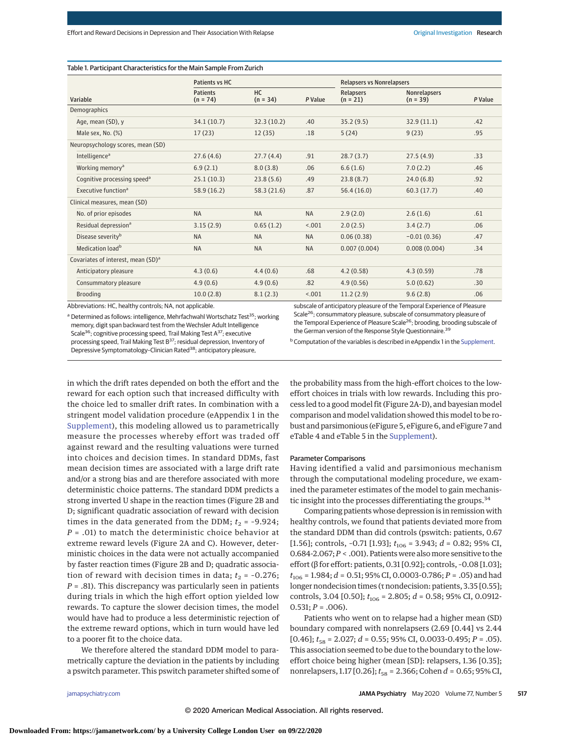Table 1. Participant Characteristics for the Main Sample From Zurich

| Variable | Patients vs HC | | | Relapsers vs Nonrelapsers | | |
|---|---|---|---|---|---|---|
| | Patients (n = 74) | HC (n = 34) | *P* Value | Relapsers (n = 21) | Nonrelapsers (n = 39) | *P* Value |
| Demographics | | | | | | |
| Age, mean (SD), y | 34.1 (10.7) | 32.3 (10.2) | .40 | 35.2 (9.5) | 32.9 (11.1) | .42 |
| Male sex, No. (%) | 17 (23) | 12 (35) | .18 | 5 (24) | 9 (23) | .95 |
| Neuropsychology scores, mean (SD) | | | | | | |
| Intelligence[a] | 27.6 (4.6) | 27.7 (4.4) | .91 | 28.7 (3.7) | 27.5 (4.9) | .33 |
| Working memory[a] | 6.9 (2.1) | 8.0 (3.8) | .06 | 6.6 (1.6) | 7.0 (2.2) | .46 |
| Cognitive processing speed[a] | 25.1 (10.3) | 23.8 (5.6) | .49 | 23.8 (8.7) | 24.0 (6.8) | .92 |
| Executive function[a] | 58.9 (16.2) | 58.3 (21.6) | .87 | 56.4 (16.0) | 60.3 (17.7) | .40 |
| Clinical measures, mean (SD) | | | | | | |
| No. of prior episodes | NA | NA | NA | 2.9 (2.0) | 2.6 (1.6) | .61 |
| Residual depression[a] | 3.15 (2.9) | 0.65 (1.2) | <.001 | 2.0 (2.5) | 3.4 (2.7) | .06 |
| Disease severity[b] | NA | NA | NA | 0.06 (0.38) | −0.01 (0.36) | .47 |
| Medication load[b] | NA | NA | NA | 0.007 (0.004) | 0.008 (0.004) | .34 |
| Covariates of interest, mean (SD)[a] | | | | | | |
| Anticipatory pleasure | 4.3 (0.6) | 4.4 (0.6) | .68 | 4.2 (0.58) | 4.3 (0.59) | .78 |
| Consummatory pleasure | 4.9 (0.6) | 4.9 (0.6) | .82 | 4.9 (0.56) | 5.0 (0.62) | .30 |
| Brooding | 10.0 (2.8) | 8.1 (2.3) | <.001 | 11.2 (2.9) | 9.6 (2.8) | .06 |

Abbreviations: HC, healthy controls; NA, not applicable.

[a] Determined as follows: intelligence, Mehrfachwahl Wortschatz Test[35]; working memory, digit span backward test from the Wechsler Adult Intelligence Scale[36]; cognitive processing speed, Trail Making Test A[37]; executive processing speed, Trail Making Test B[37]; residual depression, Inventory of Depressive Symptomatology–Clinician Rated[38]; anticipatory pleasure, subscale of anticipatory pleasure of the Temporal Experience of Pleasure Scale[26]; consummatory pleasure, subscale of consummatory pleasure of the Temporal Experience of Pleasure Scale[26]; brooding, brooding subscale of the German version of the Response Style Questionnaire.[39]

[b] Computation of the variables is described in eAppendix 1 in the Supplement.

in which the drift rates depended on both the effort and the reward for each option such that increased difficulty with the choice led to smaller drift rates. In combination with a stringent model validation procedure (eAppendix 1 in the Supplement), this modeling allowed us to parametrically measure the processes whereby effort was traded off against reward and the resulting valuations were turned into choices and decision times. In standard DDMs, fast mean decision times are associated with a large drift rate and/or a strong bias and are therefore associated with more deterministic choice patterns. The standard DDM predicts a strong inverted U shape in the reaction times (Figure 2B and D; significant quadratic association of reward with decision times in the data generated from the DDM; $t_2$ = -9.924; $P$ = .01) to match the deterministic choice behavior at extreme reward levels (Figure 2A and C). However, deterministic choices in the data were not actually accompanied by faster reaction times (Figure 2B and D; quadratic association of reward with decision times in data; $t_2$ = -0.276; $P$ = .81). This discrepancy was particularly seen in patients during trials in which the high effort option yielded low rewards. To capture the slower decision times, the model would have had to produce a less deterministic rejection of the extreme reward options, which in turn would have led to a poorer fit to the choice data.

We therefore altered the standard DDM model to parametrically capture the deviation in the patients by including a pswitch parameter. This pswitch parameter shifted some of the probability mass from the high-effort choices to the low-effort choices in trials with low rewards. Including this process led to a good model fit (Figure 2A-D), and bayesian model comparison and model validation showed this model to be robust and parsimonious (eFigure 5, eFigure 6, and eFigure 7 and eTable 4 and eTable 5 in the Supplement).

### Parameter Comparisons

Having identified a valid and parsimonious mechanism through the computational modeling procedure, we examined the parameter estimates of the model to gain mechanistic insight into the processes differentiating the groups.[34]

Comparing patients whose depression is in remission with healthy controls, we found that patients deviated more from the standard DDM than did controls (pswitch: patients, 0.67 [1.56]; controls, −0.71 [1.93]; $t_{106}$ = 3.943; $d$ = 0.82; 95% CI, 0.684-2.067; $P$ < .001). Patients were also more sensitive to the effort (β for effort: patients, 0.31 [0.92]; controls, −0.08 [1.03]; $t_{106}$ = 1.984; $d$ = 0.51; 95% CI, 0.0003-0.786; $P$ = .05) and had longer nondecision times (τ nondecision: patients, 3.35 [0.55]; controls, 3.04 [0.50]; $t_{106}$ = 2.805; $d$ = 0.58; 95% CI, 0.0912-0.531; $P$ = .006).

Patients who went on to relapse had a higher mean (SD) boundary compared with nonrelapsers (2.69 [0.44] vs 2.44 [0.46]; $t_{58}$ = 2.027; $d$ = 0.55; 95% CI, 0.0033-0.495; $P$ = .05). This association seemed to be due to the boundary to the low-effort choice being higher (mean [SD]: relapsers, 1.36 [0.35]; nonrelapsers, 1.17 [0.26]; $t_{58}$ = 2.366; Cohen $d$ = 0.65; 95% CI,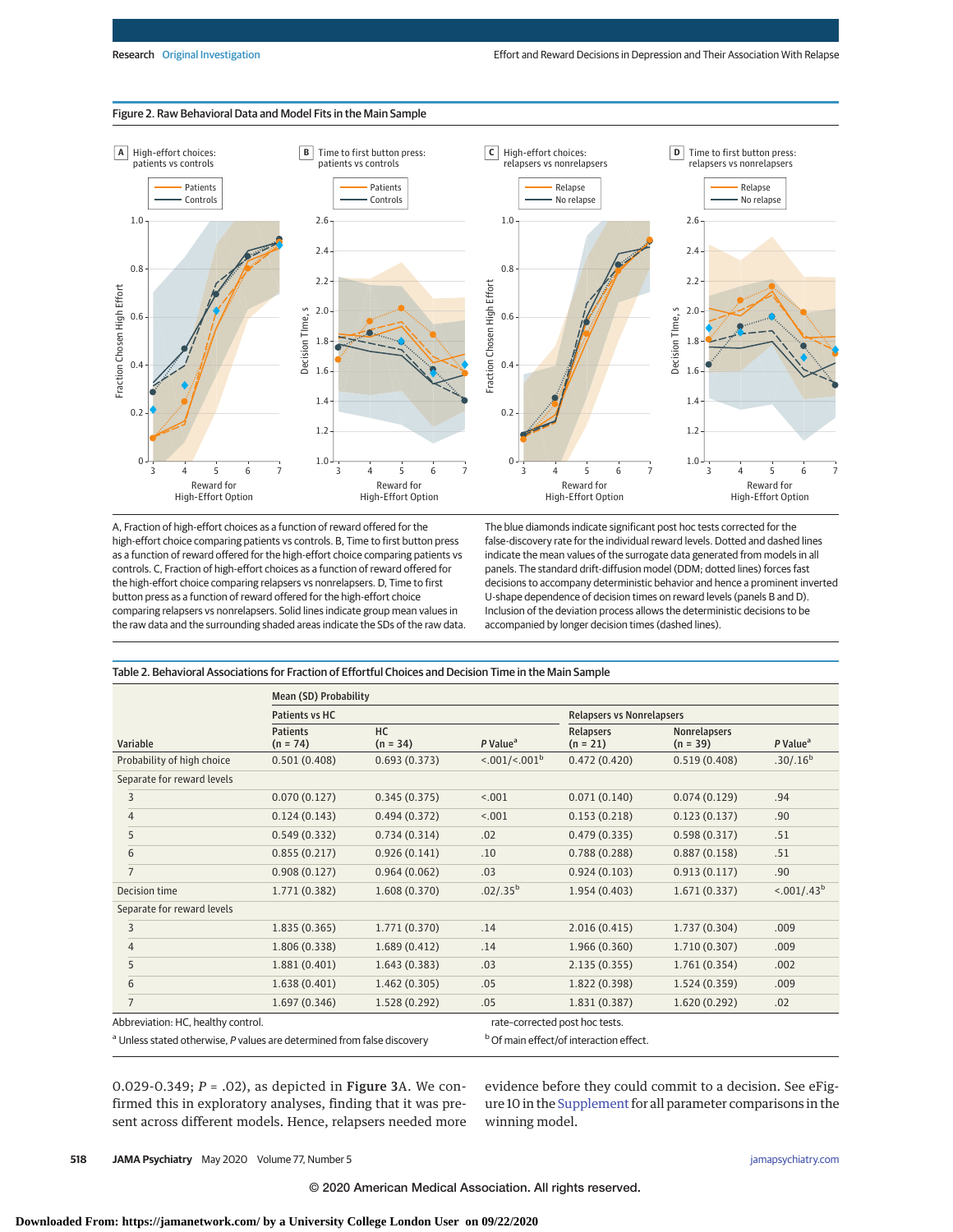Figure 2. Raw Behavioral Data and Model Fits in the Main Sample

A, Fraction of high-effort choices as a function of reward offered for the high-effort choice comparing patients vs controls. B, Time to first button press as a function of reward offered for the high-effort choice comparing patients vs controls. C, Fraction of high-effort choices as a function of reward offered for the high-effort choice comparing relapsers vs nonrelapsers. D, Time to first button press as a function of reward offered for the high-effort choice comparing relapsers vs nonrelapsers. Solid lines indicate group mean values in the raw data and the surrounding shaded areas indicate the SDs of the raw data. The blue diamonds indicate significant post hoc tests corrected for the false-discovery rate for the individual reward levels. Dotted and dashed lines indicate the mean values of the surrogate data generated from models in all panels. The standard drift-diffusion model (DDM; dotted lines) forces fast decisions to accompany deterministic behavior and hence a prominent inverted U-shape dependence of decision times on reward levels (panels B and D). Inclusion of the deviation process allows the deterministic decisions to be accompanied by longer decision times (dashed lines).

Table 2. Behavioral Associations for Fraction of Effortful Choices and Decision Time in the Main Sample

| Variable | Mean (SD) Probability: Patients vs HC: Patients (n = 74) | HC (n = 34) | P Value[a] | Relapsers vs Nonrelapsers: Relapsers (n = 21) | Nonrelapsers (n = 39) | P Value[a] |
|---|---|---|---|---|---|---|
| Probability of high choice | 0.501 (0.408) | 0.693 (0.373) | <.001/<.001[b] | 0.472 (0.420) | 0.519 (0.408) | .30/.16[b] |
| Separate for reward levels | | | | | | |
| 3 | 0.070 (0.127) | 0.345 (0.375) | <.001 | 0.071 (0.140) | 0.074 (0.129) | .94 |
| 4 | 0.124 (0.143) | 0.494 (0.372) | <.001 | 0.153 (0.218) | 0.123 (0.137) | .90 |
| 5 | 0.549 (0.332) | 0.734 (0.314) | .02 | 0.479 (0.335) | 0.598 (0.317) | .51 |
| 6 | 0.855 (0.217) | 0.926 (0.141) | .10 | 0.788 (0.288) | 0.887 (0.158) | .51 |
| 7 | 0.908 (0.127) | 0.964 (0.062) | .03 | 0.924 (0.103) | 0.913 (0.117) | .90 |
| Decision time | 1.771 (0.382) | 1.608 (0.370) | .02/.35[b] | 1.954 (0.403) | 1.671 (0.337) | <.001/.43[b] |
| Separate for reward levels | | | | | | |
| 3 | 1.835 (0.365) | 1.771 (0.370) | .14 | 2.016 (0.415) | 1.737 (0.304) | .009 |
| 4 | 1.806 (0.338) | 1.689 (0.412) | .14 | 1.966 (0.360) | 1.710 (0.307) | .009 |
| 5 | 1.881 (0.401) | 1.643 (0.383) | .03 | 2.135 (0.355) | 1.761 (0.354) | .002 |
| 6 | 1.638 (0.401) | 1.462 (0.305) | .05 | 1.822 (0.398) | 1.524 (0.359) | .009 |
| 7 | 1.697 (0.346) | 1.528 (0.292) | .05 | 1.831 (0.387) | 1.620 (0.292) | .02 |

Abbreviation: HC, healthy control.

[a] Unless stated otherwise, P values are determined from false discovery rate–corrected post hoc tests.

[b] Of main effect/of interaction effect.

0.029-0.349; $P = .02$), as depicted in **Figure 3**A. We confirmed this in exploratory analyses, finding that it was present across different models. Hence, relapsers needed more evidence before they could commit to a decision. See eFigure 10 in the Supplement for all parameter comparisons in the winning model.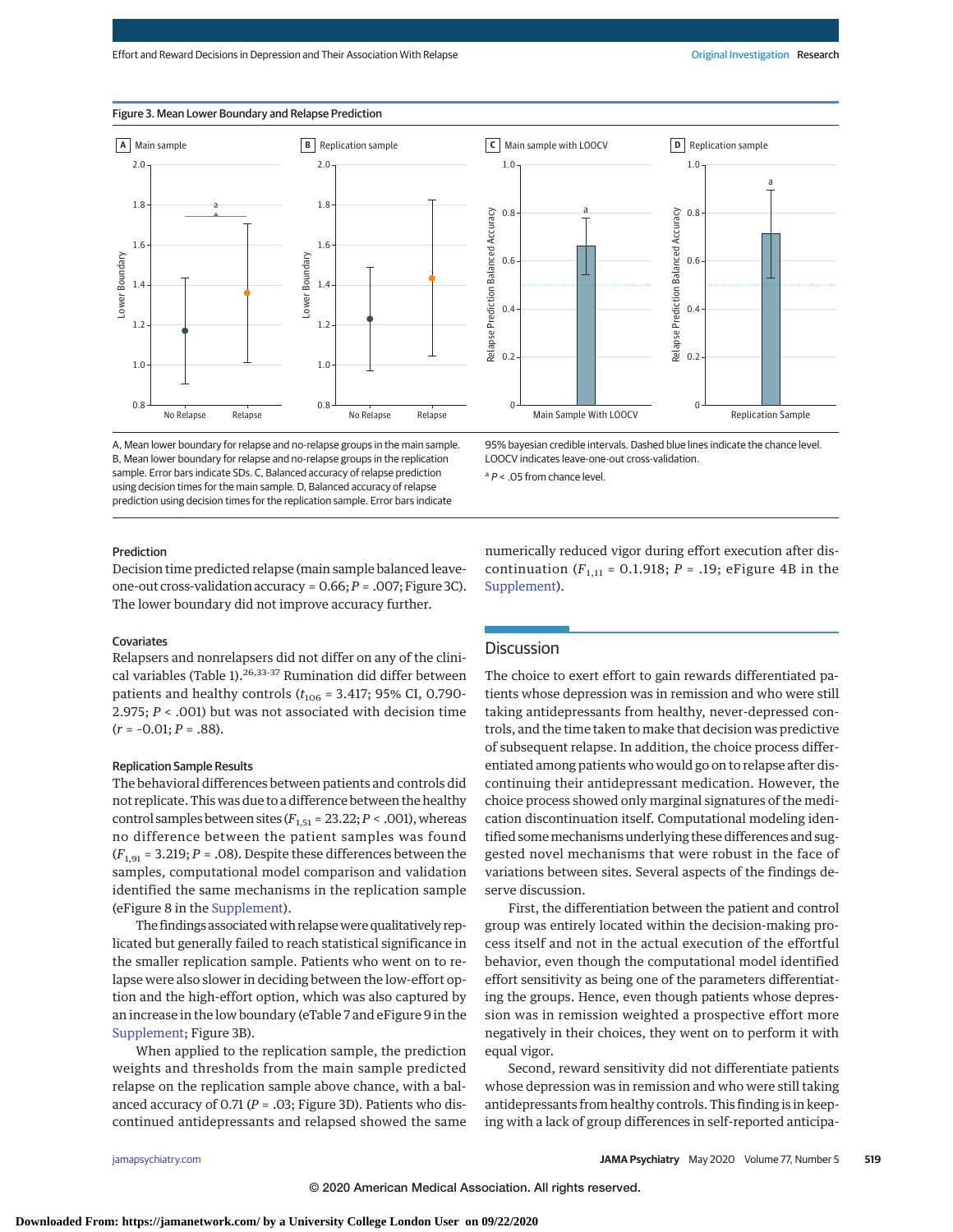Figure 3. Mean Lower Boundary and Relapse Prediction

A, Mean lower boundary for relapse and no-relapse groups in the main sample. B, Mean lower boundary for relapse and no-relapse groups in the replication sample. Error bars indicate SDs. C, Balanced accuracy of relapse prediction using decision times for the main sample. D, Balanced accuracy of relapse prediction using decision times for the replication sample. Error bars indicate 95% bayesian credible intervals. Dashed blue lines indicate the chance level. LOOCV indicates leave-one-out cross-validation.

[a] *P* < .05 from chance level.

### Prediction

Decision time predicted relapse (main sample balanced leave-one-out cross-validation accuracy = 0.66; *P* = .007; Figure 3C). The lower boundary did not improve accuracy further.

### Covariates

Relapsers and nonrelapsers did not differ on any of the clinical variables (Table 1).[26,33-37] Rumination did differ between patients and healthy controls ($t_{106}$ = 3.417; 95% CI, 0.790-2.975; *P* < .001) but was not associated with decision time (*r* = −0.01; *P* = .88).

### Replication Sample Results

The behavioral differences between patients and controls did not replicate. This was due to a difference between the healthy control samples between sites ($F_{1,51}$ = 23.22; *P* < .001), whereas no difference between the patient samples was found ($F_{1,91}$ = 3.219; *P* = .08). Despite these differences between the samples, computational model comparison and validation identified the same mechanisms in the replication sample (eFigure 8 in the Supplement).

The findings associated with relapse were qualitatively replicated but generally failed to reach statistical significance in the smaller replication sample. Patients who went on to relapse were also slower in deciding between the low-effort option and the high-effort option, which was also captured by an increase in the low boundary (eTable 7 and eFigure 9 in the Supplement; Figure 3B).

When applied to the replication sample, the prediction weights and thresholds from the main sample predicted relapse on the replication sample above chance, with a balanced accuracy of 0.71 (*P* = .03; Figure 3D). Patients who discontinued antidepressants and relapsed showed the same numerically reduced vigor during effort execution after discontinuation ($F_{1,11}$ = 0.1.918; *P* = .19; eFigure 4B in the Supplement).

## Discussion

The choice to exert effort to gain rewards differentiated patients whose depression was in remission and who were still taking antidepressants from healthy, never-depressed controls, and the time taken to make that decision was predictive of subsequent relapse. In addition, the choice process differentiated among patients who would go on to relapse after discontinuing their antidepressant medication. However, the choice process showed only marginal signatures of the medication discontinuation itself. Computational modeling identified some mechanisms underlying these differences and suggested novel mechanisms that were robust in the face of variations between sites. Several aspects of the findings deserve discussion.

First, the differentiation between the patient and control group was entirely located within the decision-making process itself and not in the actual execution of the effortful behavior, even though the computational model identified effort sensitivity as being one of the parameters differentiating the groups. Hence, even though patients whose depression was in remission weighted a prospective effort more negatively in their choices, they went on to perform it with equal vigor.

Second, reward sensitivity did not differentiate patients whose depression was in remission and who were still taking antidepressants from healthy controls. This finding is in keeping with a lack of group differences in self-reported anticipa-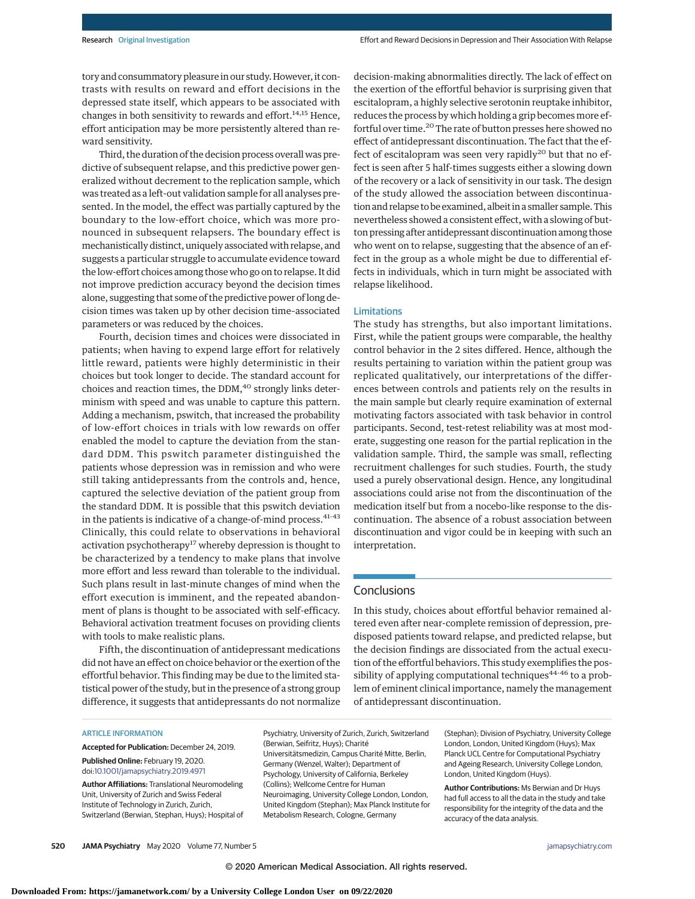tory and consummatory pleasure in our study. However, it contrasts with results on reward and effort decisions in the depressed state itself, which appears to be associated with changes in both sensitivity to rewards and effort.[14,15] Hence, effort anticipation may be more persistently altered than reward sensitivity.

Third, the duration of the decision process overall was predictive of subsequent relapse, and this predictive power generalized without decrement to the replication sample, which was treated as a left-out validation sample for all analyses presented. In the model, the effect was partially captured by the boundary to the low-effort choice, which was more pronounced in subsequent relapsers. The boundary effect is mechanistically distinct, uniquely associated with relapse, and suggests a particular struggle to accumulate evidence toward the low-effort choices among those who go on to relapse. It did not improve prediction accuracy beyond the decision times alone, suggesting that some of the predictive power of long decision times was taken up by other decision time–associated parameters or was reduced by the choices.

Fourth, decision times and choices were dissociated in patients; when having to expend large effort for relatively little reward, patients were highly deterministic in their choices but took longer to decide. The standard account for choices and reaction times, the DDM,[40] strongly links determinism with speed and was unable to capture this pattern. Adding a mechanism, pswitch, that increased the probability of low-effort choices in trials with low rewards on offer enabled the model to capture the deviation from the standard DDM. This pswitch parameter distinguished the patients whose depression was in remission and who were still taking antidepressants from the controls and, hence, captured the selective deviation of the patient group from the standard DDM. It is possible that this pswitch deviation in the patients is indicative of a change-of-mind process.[41-43] Clinically, this could relate to observations in behavioral activation psychotherapy[17] whereby depression is thought to be characterized by a tendency to make plans that involve more effort and less reward than tolerable to the individual. Such plans result in last-minute changes of mind when the effort execution is imminent, and the repeated abandonment of plans is thought to be associated with self-efficacy. Behavioral activation treatment focuses on providing clients with tools to make realistic plans.

Fifth, the discontinuation of antidepressant medications did not have an effect on choice behavior or the exertion of the effortful behavior. This finding may be due to the limited statistical power of the study, but in the presence of a strong group difference, it suggests that antidepressants do not normalize decision-making abnormalities directly. The lack of effect on the exertion of the effortful behavior is surprising given that escitalopram, a highly selective serotonin reuptake inhibitor, reduces the process by which holding a grip becomes more effortful over time.[20] The rate of button presses here showed no effect of antidepressant discontinuation. The fact that the effect of escitalopram was seen very rapidly[20] but that no effect is seen after 5 half-times suggests either a slowing down of the recovery or a lack of sensitivity in our task. The design of the study allowed the association between discontinuation and relapse to be examined, albeit in a smaller sample. This nevertheless showed a consistent effect, with a slowing of button pressing after antidepressant discontinuation among those who went on to relapse, suggesting that the absence of an effect in the group as a whole might be due to differential effects in individuals, which in turn might be associated with relapse likelihood.

### Limitations

The study has strengths, but also important limitations. First, while the patient groups were comparable, the healthy control behavior in the 2 sites differed. Hence, although the results pertaining to variation within the patient group was replicated qualitatively, our interpretations of the differences between controls and patients rely on the results in the main sample but clearly require examination of external motivating factors associated with task behavior in control participants. Second, test-retest reliability was at most moderate, suggesting one reason for the partial replication in the validation sample. Third, the sample was small, reflecting recruitment challenges for such studies. Fourth, the study used a purely observational design. Hence, any longitudinal associations could arise not from the discontinuation of the medication itself but from a nocebo-like response to the discontinuation. The absence of a robust association between discontinuation and vigor could be in keeping with such an interpretation.

## Conclusions

In this study, choices about effortful behavior remained altered even after near-complete remission of depression, predisposed patients toward relapse, and predicted relapse, but the decision findings are dissociated from the actual execution of the effortful behaviors. This study exemplifies the possibility of applying computational techniques[44-46] to a problem of eminent clinical importance, namely the management of antidepressant discontinuation.

ARTICLE INFORMATION

**Accepted for Publication:** December 24, 2019.

**Published Online:** February 19, 2020. doi:10.1001/jamapsychiatry.2019.4971

**Author Affiliations:** Translational Neuromodeling Unit, University of Zurich and Swiss Federal Institute of Technology in Zurich, Zurich, Switzerland (Berwian, Stephan, Huys); Hospital of Psychiatry, University of Zurich, Zurich, Switzerland (Berwian, Seifritz, Huys); Charité Universitätsmedizin, Campus Charité Mitte, Berlin, Germany (Wenzel, Walter); Department of Psychology, University of California, Berkeley (Collins); Wellcome Centre for Human Neuroimaging, University College London, London, United Kingdom (Stephan); Max Planck Institute for Metabolism Research, Cologne, Germany (Stephan); Division of Psychiatry, University College London, London, United Kingdom (Huys); Max Planck UCL Centre for Computational Psychiatry and Ageing Research, University College London, London, United Kingdom (Huys).

**Author Contributions:** Ms Berwian and Dr Huys had full access to all the data in the study and take responsibility for the integrity of the data and the accuracy of the data analysis.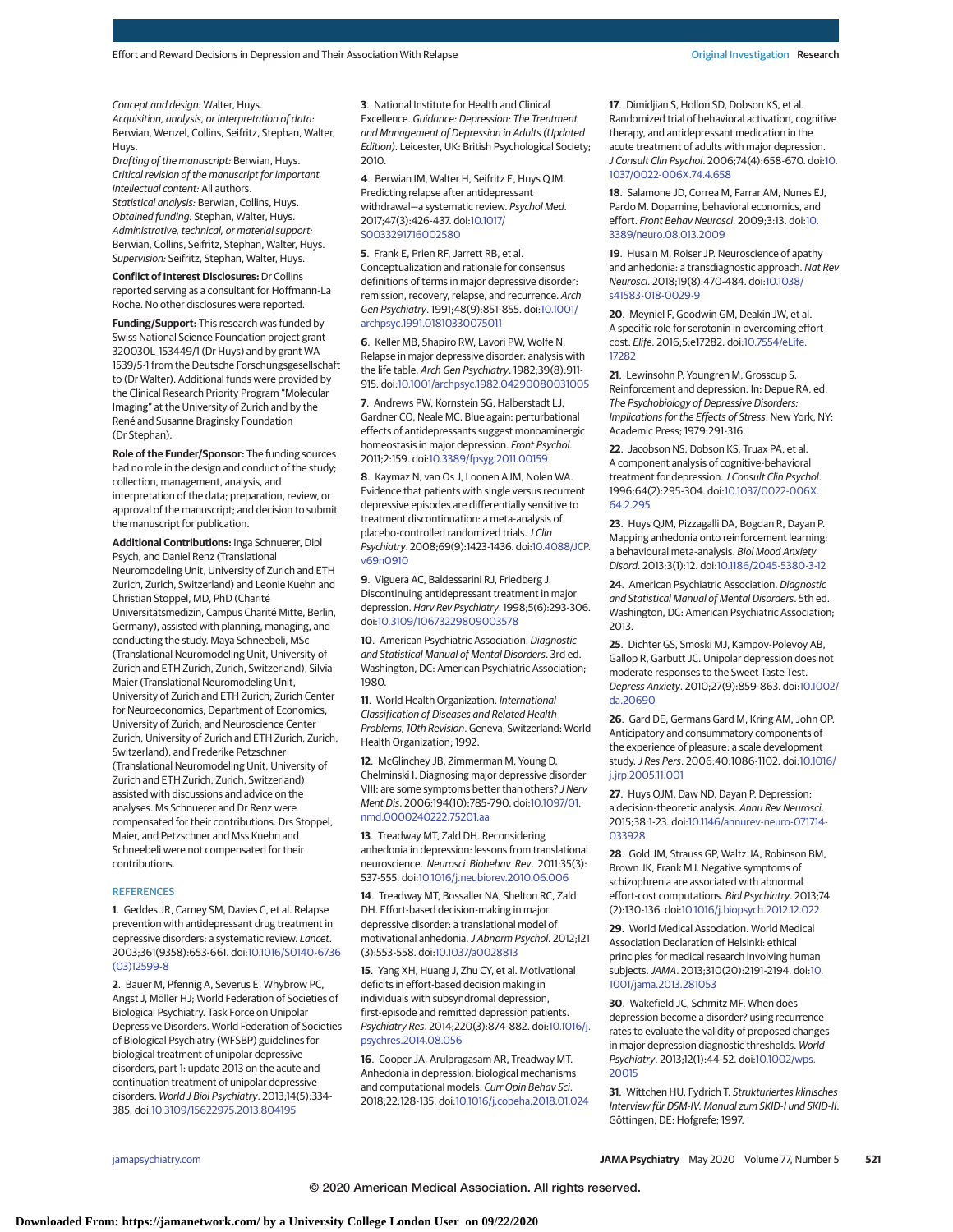*Concept and design:* Walter, Huys.
*Acquisition, analysis, or interpretation of data:* Berwian, Wenzel, Collins, Seifritz, Stephan, Walter, Huys.
*Drafting of the manuscript:* Berwian, Huys.
*Critical revision of the manuscript for important intellectual content:* All authors.
*Statistical analysis:* Berwian, Collins, Huys.
*Obtained funding:* Stephan, Walter, Huys.
*Administrative, technical, or material support:* Berwian, Collins, Seifritz, Stephan, Walter, Huys.
*Supervision:* Seifritz, Stephan, Walter, Huys.

**Conflict of Interest Disclosures:** Dr Collins reported serving as a consultant for Hoffmann-La Roche. No other disclosures were reported.

**Funding/Support:** This research was funded by Swiss National Science Foundation project grant 320030L_153449/1 (Dr Huys) and by grant WA 1539/5-1 from the Deutsche Forschungsgesellschaft to (Dr Walter). Additional funds were provided by the Clinical Research Priority Program "Molecular Imaging" at the University of Zurich and by the René and Susanne Braginsky Foundation (Dr Stephan).

**Role of the Funder/Sponsor:** The funding sources had no role in the design and conduct of the study; collection, management, analysis, and interpretation of the data; preparation, review, or approval of the manuscript; and decision to submit the manuscript for publication.

**Additional Contributions:** Inga Schnuerer, Dipl Psych, and Daniel Renz (Translational Neuromodeling Unit, University of Zurich and ETH Zurich, Zurich, Switzerland) and Leonie Kuehn and Christian Stoppel, MD, PhD (Charité Universitätsmedizin, Campus Charité Mitte, Berlin, Germany), assisted with planning, managing, and conducting the study. Maya Schneebeli, MSc (Translational Neuromodeling Unit, University of Zurich and ETH Zurich, Zurich, Switzerland), Silvia Maier (Translational Neuromodeling Unit, University of Zurich and ETH Zurich; Zurich Center for Neuroeconomics, Department of Economics, University of Zurich; and Neuroscience Center Zurich, University of Zurich and ETH Zurich, Zurich, Switzerland), and Frederike Petzschner (Translational Neuromodeling Unit, University of Zurich and ETH Zurich, Zurich, Switzerland) assisted with discussions and advice on the analyses. Ms Schnuerer and Dr Renz were compensated for their contributions. Drs Stoppel, Maier, and Petzschner and Mss Kuehn and Schneebeli were not compensated for their contributions.

## REFERENCES

1. Geddes JR, Carney SM, Davies C, et al. Relapse prevention with antidepressant drug treatment in depressive disorders: a systematic review. *Lancet*. 2003;361(9358):653-661. doi:10.1016/S0140-6736(03)12599-8

2. Bauer M, Pfennig A, Severus E, Whybrow PC, Angst J, Möller HJ; World Federation of Societies of Biological Psychiatry. Task Force on Unipolar Depressive Disorders. World Federation of Societies of Biological Psychiatry (WFSBP) guidelines for biological treatment of unipolar depressive disorders, part 1: update 2013 on the acute and continuation treatment of unipolar depressive disorders. *World J Biol Psychiatry*. 2013;14(5):334-385. doi:10.3109/15622975.2013.804195

3. National Institute for Health and Clinical Excellence. *Guidance: Depression: The Treatment and Management of Depression in Adults (Updated Edition)*. Leicester, UK: British Psychological Society; 2010.

4. Berwian IM, Walter H, Seifritz E, Huys QJM. Predicting relapse after antidepressant withdrawal—a systematic review. *Psychol Med*. 2017;47(3):426-437. doi:10.1017/S0033291716002580

5. Frank E, Prien RF, Jarrett RB, et al. Conceptualization and rationale for consensus definitions of terms in major depressive disorder: remission, recovery, relapse, and recurrence. *Arch Gen Psychiatry*. 1991;48(9):851-855. doi:10.1001/archpsyc.1991.01810330075011

6. Keller MB, Shapiro RW, Lavori PW, Wolfe N. Relapse in major depressive disorder: analysis with the life table. *Arch Gen Psychiatry*. 1982;39(8):911-915. doi:10.1001/archpsyc.1982.04290080031005

7. Andrews PW, Kornstein SG, Halberstadt LJ, Gardner CO, Neale MC. Blue again: perturbational effects of antidepressants suggest monoaminergic homeostasis in major depression. *Front Psychol*. 2011;2:159. doi:10.3389/fpsyg.2011.00159

8. Kaymaz N, van Os J, Loonen AJM, Nolen WA. Evidence that patients with single versus recurrent depressive episodes are differentially sensitive to treatment discontinuation: a meta-analysis of placebo-controlled randomized trials. *J Clin Psychiatry*. 2008;69(9):1423-1436. doi:10.4088/JCP.v69n0910

9. Viguera AC, Baldessarini RJ, Friedberg J. Discontinuing antidepressant treatment in major depression. *Harv Rev Psychiatry*. 1998;5(6):293-306. doi:10.3109/10673229809003578

10. American Psychiatric Association. *Diagnostic and Statistical Manual of Mental Disorders*. 3rd ed. Washington, DC: American Psychiatric Association; 1980.

11. World Health Organization. *International Classification of Diseases and Related Health Problems, 10th Revision*. Geneva, Switzerland: World Health Organization; 1992.

12. McGlinchey JB, Zimmerman M, Young D, Chelminski I. Diagnosing major depressive disorder VIII: are some symptoms better than others? *J Nerv Ment Dis*. 2006;194(10):785-790. doi:10.1097/01.nmd.0000240222.75201.aa

13. Treadway MT, Zald DH. Reconsidering anhedonia in depression: lessons from translational neuroscience. *Neurosci Biobehav Rev*. 2011;35(3):537-555. doi:10.1016/j.neubiorev.2010.06.006

14. Treadway MT, Bossaller NA, Shelton RC, Zald DH. Effort-based decision-making in major depressive disorder: a translational model of motivational anhedonia. *J Abnorm Psychol*. 2012;121(3):553-558. doi:10.1037/a0028813

15. Yang XH, Huang J, Zhu CY, et al. Motivational deficits in effort-based decision making in individuals with subsyndromal depression, first-episode and remitted depression patients. *Psychiatry Res*. 2014;220(3):874-882. doi:10.1016/j.psychres.2014.08.056

16. Cooper JA, Arulpragasam AR, Treadway MT. Anhedonia in depression: biological mechanisms and computational models. *Curr Opin Behav Sci*. 2018;22:128-135. doi:10.1016/j.cobeha.2018.01.024

17. Dimidjian S, Hollon SD, Dobson KS, et al. Randomized trial of behavioral activation, cognitive therapy, and antidepressant medication in the acute treatment of adults with major depression. *J Consult Clin Psychol*. 2006;74(4):658-670. doi:10.1037/0022-006X.74.4.658

18. Salamone JD, Correa M, Farrar AM, Nunes EJ, Pardo M. Dopamine, behavioral economics, and effort. *Front Behav Neurosci*. 2009;3:13. doi:10.3389/neuro.08.013.2009

19. Husain M, Roiser JP. Neuroscience of apathy and anhedonia: a transdiagnostic approach. *Nat Rev Neurosci*. 2018;19(8):470-484. doi:10.1038/s41583-018-0029-9

20. Meyniel F, Goodwin GM, Deakin JW, et al. A specific role for serotonin in overcoming effort cost. *Elife*. 2016;5:e17282. doi:10.7554/eLife.17282

21. Lewinsohn PM, Youngren M, Grosscup S. Reinforcement and depression. In: Depue RA, ed. *The Psychobiology of Depressive Disorders: Implications for the Effects of Stress*. New York, NY: Academic Press; 1979:291-316.

22. Jacobson NS, Dobson KS, Truax PA, et al. A component analysis of cognitive-behavioral treatment for depression. *J Consult Clin Psychol*. 1996;64(2):295-304. doi:10.1037/0022-006X.64.2.295

23. Huys QJM, Pizzagalli DA, Bogdan R, Dayan P. Mapping anhedonia onto reinforcement learning: a behavioural meta-analysis. *Biol Mood Anxiety Disord*. 2013;3(1):12. doi:10.1186/2045-5380-3-12

24. American Psychiatric Association. *Diagnostic and Statistical Manual of Mental Disorders*. 5th ed. Washington, DC: American Psychiatric Association; 2013.

25. Dichter GS, Smoski MJ, Kampov-Polevoy AB, Gallop R, Garbutt JC. Unipolar depression does not moderate responses to the Sweet Taste Test. *Depress Anxiety*. 2010;27(9):859-863. doi:10.1002/da.20690

26. Gard DE, Germans Gard M, Kring AM, John OP. Anticipatory and consummatory components of the experience of pleasure: a scale development study. *J Res Pers*. 2006;40:1086-1102. doi:10.1016/j.jrp.2005.11.001

27. Huys QJM, Daw ND, Dayan P. Depression: a decision-theoretic analysis. *Annu Rev Neurosci*. 2015;38:1-23. doi:10.1146/annurev-neuro-071714-033928

28. Gold JM, Strauss GP, Waltz JA, Robinson BM, Brown JK, Frank MJ. Negative symptoms of schizophrenia are associated with abnormal effort-cost computations. *Biol Psychiatry*. 2013;74(2):130-136. doi:10.1016/j.biopsych.2012.12.022

29. World Medical Association. World Medical Association Declaration of Helsinki: ethical principles for medical research involving human subjects. *JAMA*. 2013;310(20):2191-2194. doi:10.1001/jama.2013.281053

30. Wakefield JC, Schmitz MF. When does depression become a disorder? using recurrence rates to evaluate the validity of proposed changes in major depression diagnostic thresholds. *World Psychiatry*. 2013;12(1):44-52. doi:10.1002/wps.20015

31. Wittchen HU, Fydrich T. *Strukturiertes klinisches Interview für DSM-IV: Manual zum SKID-I und SKID-II*. Göttingen, DE: Hofgrefe; 1997.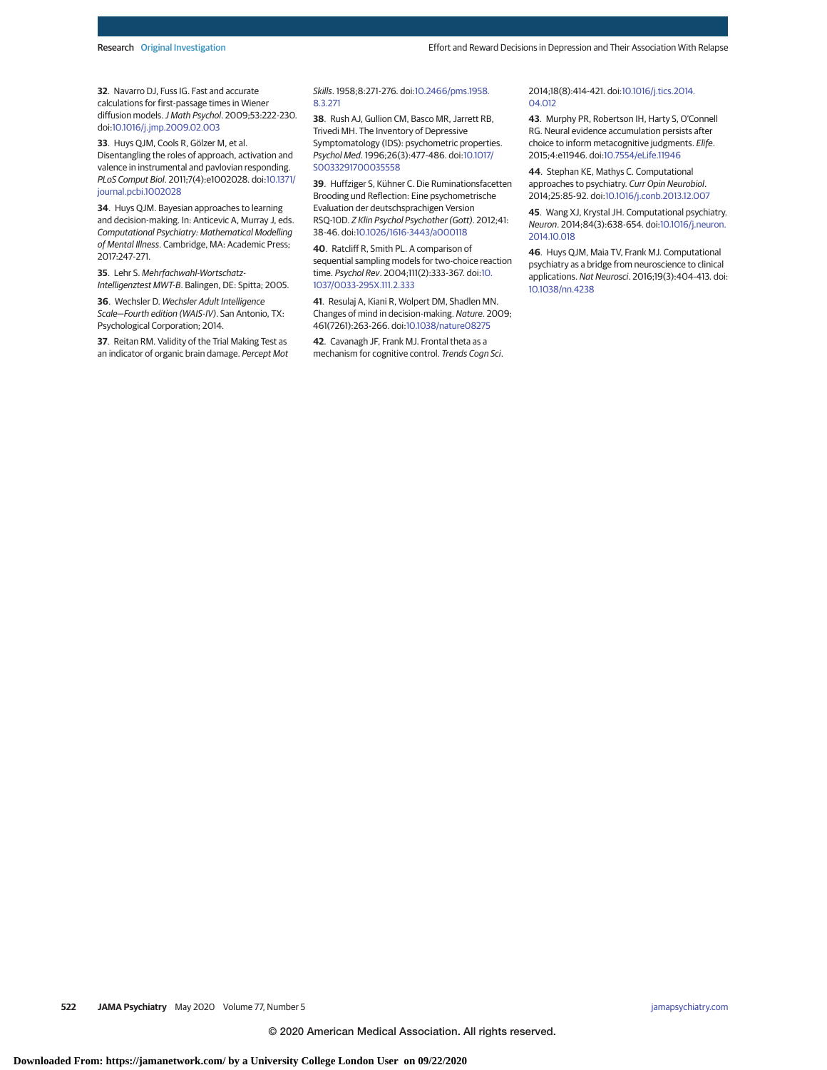**32**. Navarro DJ, Fuss IG. Fast and accurate calculations for first-passage times in Wiener diffusion models. *J Math Psychol*. 2009;53:222-230. doi:10.1016/j.jmp.2009.02.003

**33**. Huys QJM, Cools R, Gölzer M, et al. Disentangling the roles of approach, activation and valence in instrumental and pavlovian responding. *PLoS Comput Biol*. 2011;7(4):e1002028. doi:10.1371/journal.pcbi.1002028

**34**. Huys QJM. Bayesian approaches to learning and decision-making. In: Anticevic A, Murray J, eds. *Computational Psychiatry: Mathematical Modelling of Mental Illness*. Cambridge, MA: Academic Press; 2017:247-271.

**35**. Lehr S. *Mehrfachwahl-Wortschatz-Intelligenztest MWT-B*. Balingen, DE: Spitta; 2005.

**36**. Wechsler D. *Wechsler Adult Intelligence Scale—Fourth edition (WAIS-IV)*. San Antonio, TX: Psychological Corporation; 2014.

**37**. Reitan RM. Validity of the Trial Making Test as an indicator of organic brain damage. *Percept Mot Skills*. 1958;8:271-276. doi:10.2466/pms.1958.8.3.271

**38**. Rush AJ, Gullion CM, Basco MR, Jarrett RB, Trivedi MH. The Inventory of Depressive Symptomatology (IDS): psychometric properties. *Psychol Med*. 1996;26(3):477-486. doi:10.1017/S0033291700035558

**39**. Huffziger S, Kühner C. Die Ruminationsfacetten Brooding und Reflection: Eine psychometrische Evaluation der deutschsprachigen Version RSQ-10D. *Z Klin Psychol Psychother (Gott)*. 2012;41:38-46. doi:10.1026/1616-3443/a000118

**40**. Ratcliff R, Smith PL. A comparison of sequential sampling models for two-choice reaction time. *Psychol Rev*. 2004;111(2):333-367. doi:10.1037/0033-295X.111.2.333

**41**. Resulaj A, Kiani R, Wolpert DM, Shadlen MN. Changes of mind in decision-making. *Nature*. 2009;461(7261):263-266. doi:10.1038/nature08275

**42**. Cavanagh JF, Frank MJ. Frontal theta as a mechanism for cognitive control. *Trends Cogn Sci*. 2014;18(8):414-421. doi:10.1016/j.tics.2014.04.012

**43**. Murphy PR, Robertson IH, Harty S, O'Connell RG. Neural evidence accumulation persists after choice to inform metacognitive judgments. *Elife*. 2015;4:e11946. doi:10.7554/eLife.11946

**44**. Stephan KE, Mathys C. Computational approaches to psychiatry. *Curr Opin Neurobiol*. 2014;25:85-92. doi:10.1016/j.conb.2013.12.007

**45**. Wang XJ, Krystal JH. Computational psychiatry. *Neuron*. 2014;84(3):638-654. doi:10.1016/j.neuron.2014.10.018

**46**. Huys QJM, Maia TV, Frank MJ. Computational psychiatry as a bridge from neuroscience to clinical applications. *Nat Neurosci*. 2016;19(3):404-413. doi:10.1038/nn.4238